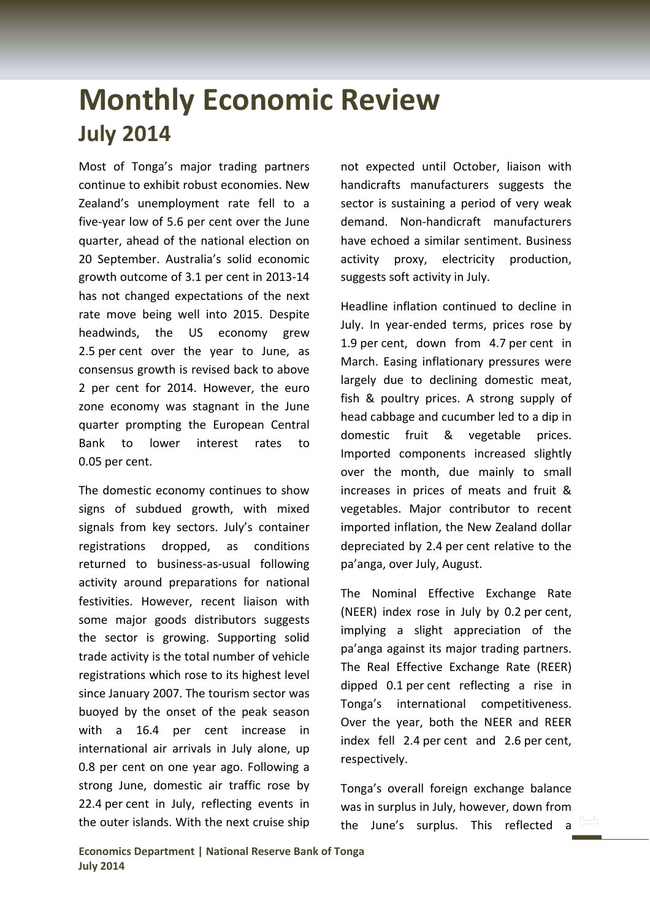# Monthly Economic Review

## July 2014

Most of Tonga's major trading partners continue to exhibit robust economies. New Zealand's unemployment rate fell to a five-year low of 5.6 per cent over the June quarter, ahead of the national election on 20 September. Australia's solid economic growth outcome of 3.1 per cent in 2013-14 has not changed expectations of the next rate move being well into 2015. Despite headwinds, the US economy grew 2.5 per cent over the year to June, as consensus growth is revised back to above 2 per cent for 2014. However, the euro zone economy was stagnant in the June quarter prompting the European Central Bank to lower interest rates to 0.05 per cent.

The domestic economy continues to show signs of subdued growth, with mixed signals from key sectors. July's container registrations dropped, as conditions returned to business-as-usual following activity around preparations for national festivities. However, recent liaison with some major goods distributors suggests the sector is growing. Supporting solid trade activity is the total number of vehicle registrations which rose to its highest level since January 2007. The tourism sector was buoyed by the onset of the peak season with a 16.4 per cent increase in international air arrivals in July alone, up 0.8 per cent on one year ago. Following a strong June, domestic air traffic rose by 22.4 per cent in July, reflecting events in the outer islands. With the next cruise ship not expected until October, liaison with handicrafts manufacturers suggests the sector is sustaining a period of very weak demand. Non-handicraft manufacturers have echoed a similar sentiment. Business activity proxy, electricity production, suggests soft activity in July.

Headline inflation continued to decline in July. In year-ended terms, prices rose by 1.9 per cent, down from 4.7 per cent in March. Easing inflationary pressures were largely due to declining domestic meat, fish & poultry prices. A strong supply of head cabbage and cucumber led to a dip in domestic fruit & vegetable prices. Imported components increased slightly over the month, due mainly to small increases in prices of meats and fruit & vegetables. Major contributor to recent imported inflation, the New Zealand dollar depreciated by 2.4 per cent relative to the pa'anga, over July, August.

The Nominal Effective Exchange Rate (NEER) index rose in July by 0.2 per cent, implying a slight appreciation of the pa'anga against its major trading partners. The Real Effective Exchange Rate (REER) dipped 0.1 per cent reflecting a rise in Tonga's international competitiveness. Over the year, both the NEER and REER index fell 2.4 per cent and 2.6 per cent, respectively.

Tonga's overall foreign exchange balance was in surplus in July, however, down from the June's surplus. This reflected a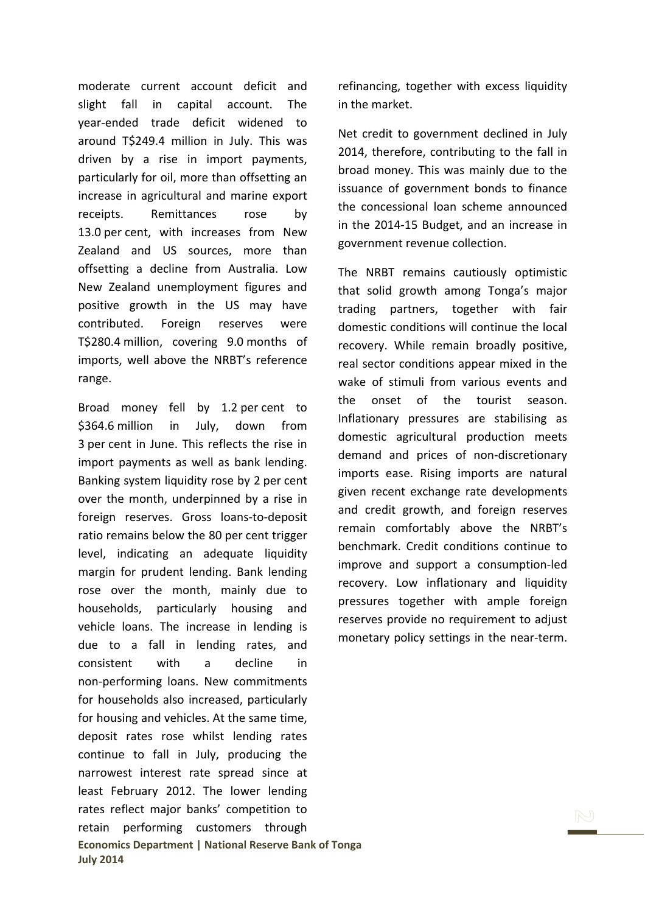moderate current account deficit and slight fall in capital account. The year-ended trade deficit widened to around T$249.4 million in July. This was driven by a rise in import payments, particularly for oil, more than offsetting an increase in agricultural and marine export receipts. Remittances rose by 13.0 per cent, with increases from New Zealand and US sources, more than offsetting a decline from Australia. Low New Zealand unemployment figures and positive growth in the US may have contributed. Foreign reserves were T$280.4 million, covering 9.0 months of imports, well above the NRBT's reference range.

Broad money fell by 1.2 per cent to $364.6 million in July, down from 3 per cent in June. This reflects the rise in import payments as well as bank lending. Banking system liquidity rose by 2 per cent over the month, underpinned by a rise in foreign reserves. Gross loans-to-deposit ratio remains below the 80 per cent trigger level, indicating an adequate liquidity margin for prudent lending. Bank lending rose over the month, mainly due to households, particularly housing and vehicle loans. The increase in lending is due to a fall in lending rates, and consistent with a decline in non-performing loans. New commitments for households also increased, particularly for housing and vehicles. At the same time, deposit rates rose whilst lending rates continue to fall in July, producing the narrowest interest rate spread since at least February 2012. The lower lending rates reflect major banks' competition to retain performing customers through refinancing, together with excess liquidity in the market.

Net credit to government declined in July 2014, therefore, contributing to the fall in broad money. This was mainly due to the issuance of government bonds to finance the concessional loan scheme announced in the 2014-15 Budget, and an increase in government revenue collection.

The NRBT remains cautiously optimistic that solid growth among Tonga's major trading partners, together with fair domestic conditions will continue the local recovery. While remain broadly positive, real sector conditions appear mixed in the wake of stimuli from various events and the onset of the tourist season. Inflationary pressures are stabilising as domestic agricultural production meets demand and prices of non-discretionary imports ease. Rising imports are natural given recent exchange rate developments and credit growth, and foreign reserves remain comfortably above the NRBT's benchmark. Credit conditions continue to improve and support a consumption-led recovery. Low inflationary and liquidity pressures together with ample foreign reserves provide no requirement to adjust monetary policy settings in the near-term.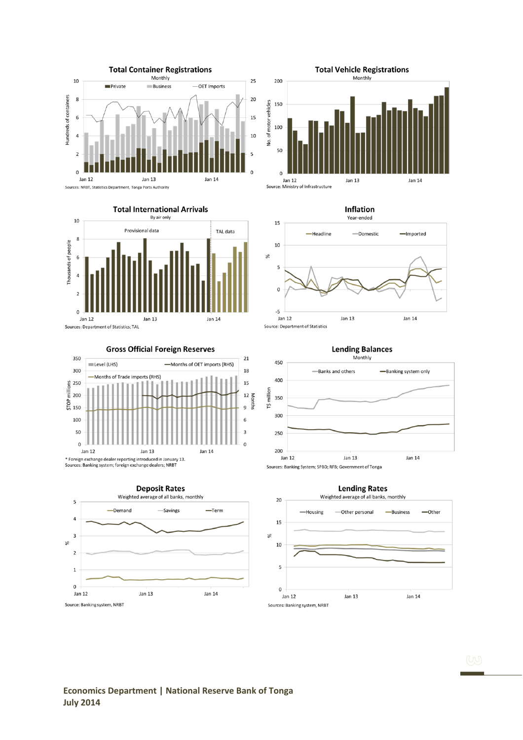**Total Container Registrations**

Monthly

Private | Business | OET Imports

Hundreds of containers

10, 8, 6, 4, 2, 0

25, 20, 15, 10, 5, 0

Jan 12 | Jan 13 | Jan 14

Sources: NRBT, Statistics Department, Tonga Ports Authority

**Total Vehicle Registrations**

Monthly

No. of motor vehicles

200, 150, 100, 50, 0

Jan 12 | Jan 13 | Jan 14

Source: Ministry of Infrastructure

**Total International Arrivals**

By air only

Thousands of people

10, 8, 6, 4, 2, 0

Provisional data | TAL data

Jan 12 | Jan 13 | Jan 14

Sources: Department of Statistics; TAL

**Inflation**

Year-ended

Headline | Domestic | Imported

%

15, 10, 5, 0, -5

Jan 12 | Jan 13 | Jan 14

Source: Department of Statistics

**Gross Official Foreign Reserves**

Level (LHS) | Months of OET imports (RHS) | Months of Trade imports (RHS)

$TOP millions

350, 300, 250, 200, 150, 100, 50, 0

Months

21, 18, 15, 12, 9, 6, 3, 0

Jan 12 | Jan 13 | Jan 14

\* Foreign exchange dealer reporting introduced in January 13.

Sources: Banking system; foreign exchange dealers; NRBT

**Lending Balances**

Monthly

Banks and others | Banking system only

T$ million

450, 400, 350, 300, 250, 200

Jan 12 | Jan 13 | Jan 14

Sources: Banking System; SPBD; RFB; Government of Tonga

**Deposit Rates**

Weighted average of all banks, monthly

Demand | Savings | Term

%

5, 4, 3, 2, 1, 0

Jan 12 | Jan 13 | Jan 14

Source: Banking system, NRBT

**Lending Rates**

Weighted average of all banks, monthly

Housing | Other personal | Business | Other

%

20, 15, 10, 5, 0

Jan 12 | Jan 13 | Jan 14

Sources: Banking system, NRBT

**Economics Department | National Reserve Bank of Tonga**
**July 2014**